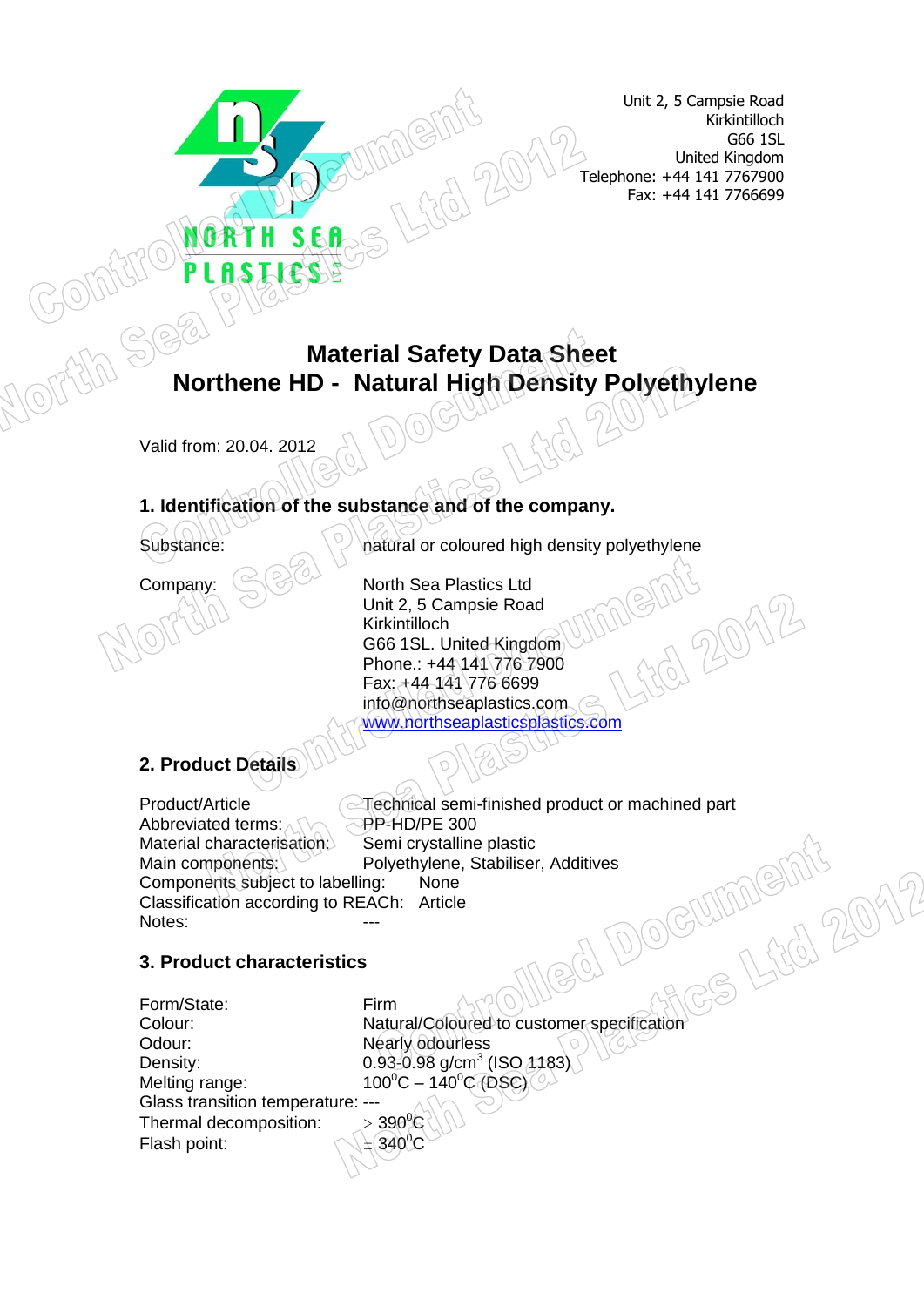Unit 2, 5 Campsie Road
Kirkintilloch
G66 1SL
United Kingdom
Telephone: +44 141 7767900
Fax: +44 141 7766699

# Material Safety Data Sheet
# Northene HD - Natural High Density Polyethylene

Valid from: 20.04. 2012

## 1. Identification of the substance and of the company.

Substance: natural or coloured high density polyethylene

Company: North Sea Plastics Ltd
Unit 2, 5 Campsie Road
Kirkintilloch
G66 1SL. United Kingdom
Phone.: +44 141 776 7900
Fax: +44 141 776 6699
info@northseaplastics.com
www.northseaplasticsplastics.com

## 2. Product Details

Product/Article: Technical semi-finished product or machined part
Abbreviated terms: PP-HD/PE 300
Material characterisation: Semi crystalline plastic
Main components: Polyethylene, Stabiliser, Additives
Components subject to labelling: None
Classification according to REACh: Article
Notes: ---

## 3. Product characteristics

Form/State: Firm
Colour: Natural/Coloured to customer specification
Odour: Nearly odourless
Density: 0.93-0.98 g/cm$^3$ (ISO 1183)
Melting range: 100$^0$C – 140$^0$C (DSC)
Glass transition temperature: ---
Thermal decomposition: > 390$^0$C
Flash point: ± 340$^0$C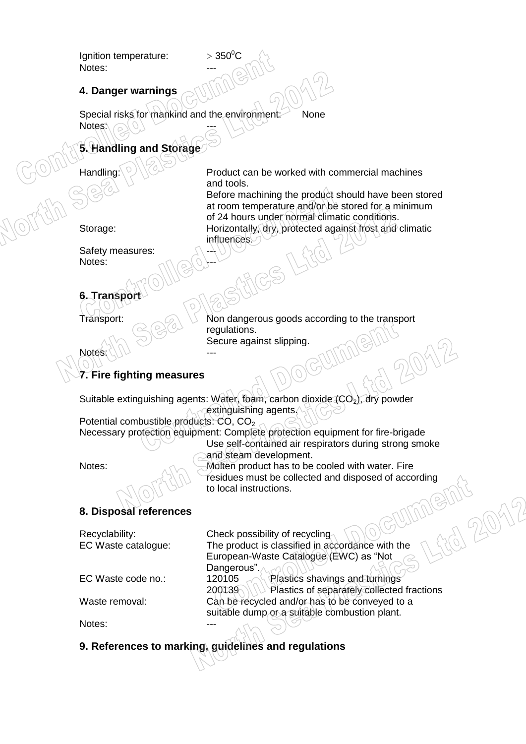Ignition temperature: $> 350^0C$
Notes: ---

## 4. Danger warnings

Special risks for mankind and the environment: None
Notes: ---

## 5. Handling and Storage

| | |
|---|---|
| Handling: | Product can be worked with commercial machines and tools. Before machining the product should have been stored at room temperature and/or be stored for a minimum of 24 hours under normal climatic conditions. |
| Storage: | Horizontally, dry, protected against frost and climatic influences. |
| Safety measures: | --- |
| Notes: | --- |

## 6. Transport

| | |
|---|---|
| Transport: | Non dangerous goods according to the transport regulations. Secure against slipping. |
| Notes: | --- |

## 7. Fire fighting measures

Suitable extinguishing agents: Water, foam, carbon dioxide ($CO_2$), dry powder extinguishing agents.
Potential combustible products: CO, $CO_2$
Necessary protection equipment: Complete protection equipment for fire-brigade Use self-contained air respirators during strong smoke and steam development.
Notes: Molten product has to be cooled with water. Fire residues must be collected and disposed of according to local instructions.

## 8. Disposal references

| | | |
|---|---|---|
| Recyclability: | Check possibility of recycling | |
| EC Waste catalogue: | The product is classified in accordance with the European-Waste Catalogue (EWC) as "Not Dangerous". | |
| EC Waste code no.: | 120105 | Plastics shavings and turnings |
| | 200139 | Plastics of separately collected fractions |
| Waste removal: | Can be recycled and/or has to be conveyed to a suitable dump or a suitable combustion plant. | |
| Notes: | --- | |

## 9. References to marking, guidelines and regulations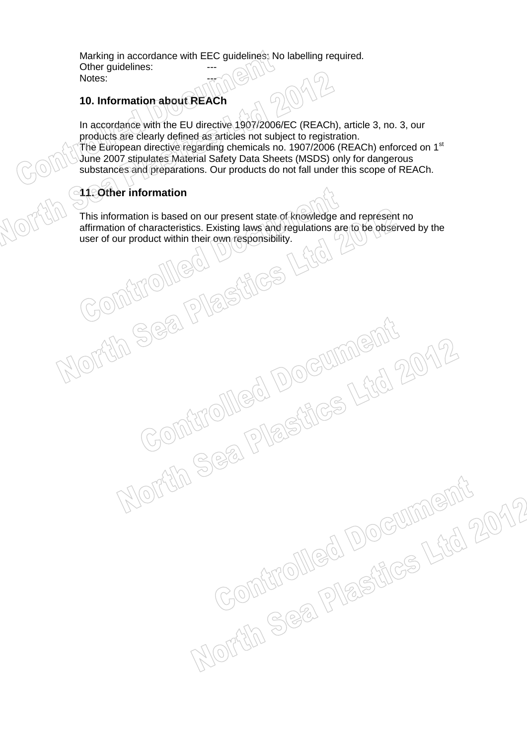Marking in accordance with EEC guidelines: No labelling required.
Other guidelines: ---
Notes: ---

## 10. Information about REACh

In accordance with the EU directive 1907/2006/EC (REACh), article 3, no. 3, our products are clearly defined as articles not subject to registration.
The European directive regarding chemicals no. 1907/2006 (REACh) enforced on 1st June 2007 stipulates Material Safety Data Sheets (MSDS) only for dangerous substances and preparations. Our products do not fall under this scope of REACh.

## 11. Other information

This information is based on our present state of knowledge and represent no affirmation of characteristics. Existing laws and regulations are to be observed by the user of our product within their own responsibility.